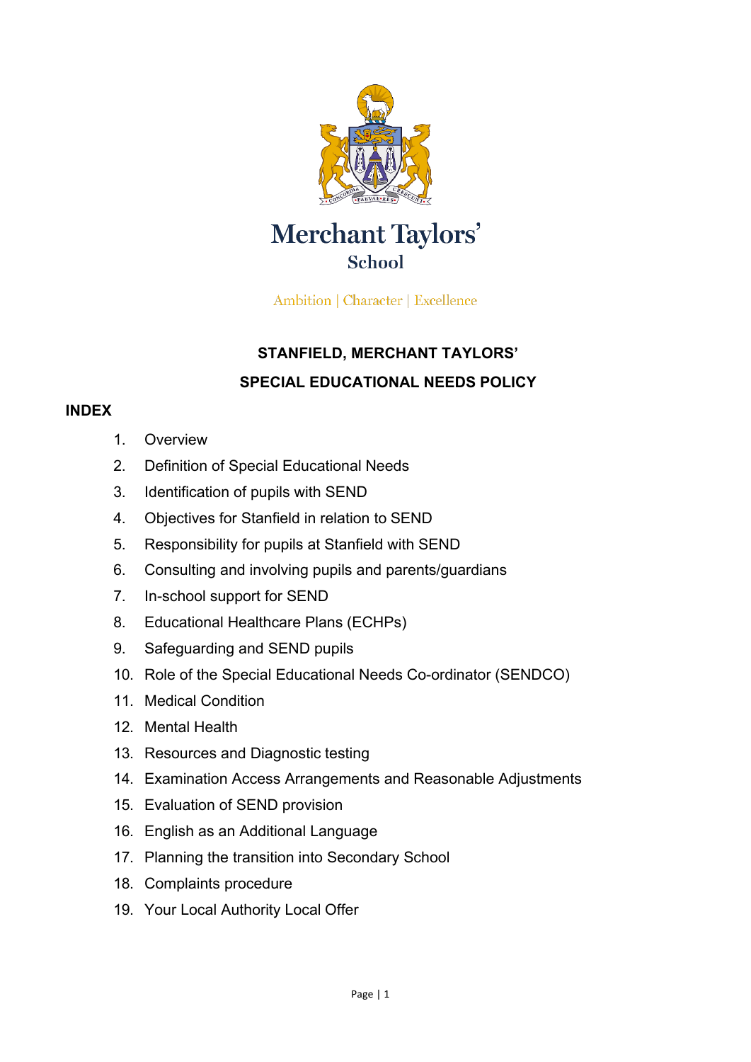Merchant Taylors'
School

Ambition | Character | Excellence

# STANFIELD, MERCHANT TAYLORS'

# SPECIAL EDUCATIONAL NEEDS POLICY

## INDEX

1. Overview
2. Definition of Special Educational Needs
3. Identification of pupils with SEND
4. Objectives for Stanfield in relation to SEND
5. Responsibility for pupils at Stanfield with SEND
6. Consulting and involving pupils and parents/guardians
7. In-school support for SEND
8. Educational Healthcare Plans (ECHPs)
9. Safeguarding and SEND pupils
10. Role of the Special Educational Needs Co-ordinator (SENDCO)
11. Medical Condition
12. Mental Health
13. Resources and Diagnostic testing
14. Examination Access Arrangements and Reasonable Adjustments
15. Evaluation of SEND provision
16. English as an Additional Language
17. Planning the transition into Secondary School
18. Complaints procedure
19. Your Local Authority Local Offer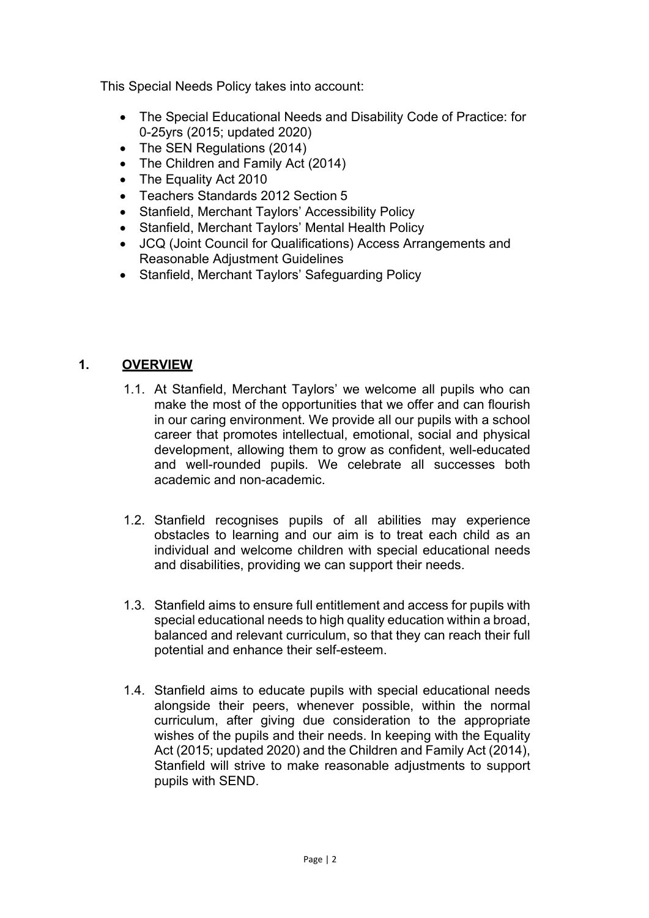This Special Needs Policy takes into account:

- The Special Educational Needs and Disability Code of Practice: for 0-25yrs (2015; updated 2020)
- The SEN Regulations (2014)
- The Children and Family Act (2014)
- The Equality Act 2010
- Teachers Standards 2012 Section 5
- Stanfield, Merchant Taylors' Accessibility Policy
- Stanfield, Merchant Taylors' Mental Health Policy
- JCQ (Joint Council for Qualifications) Access Arrangements and Reasonable Adjustment Guidelines
- Stanfield, Merchant Taylors' Safeguarding Policy

## 1. <u>OVERVIEW</u>

1.1. At Stanfield, Merchant Taylors' we welcome all pupils who can make the most of the opportunities that we offer and can flourish in our caring environment. We provide all our pupils with a school career that promotes intellectual, emotional, social and physical development, allowing them to grow as confident, well-educated and well-rounded pupils. We celebrate all successes both academic and non-academic.

1.2. Stanfield recognises pupils of all abilities may experience obstacles to learning and our aim is to treat each child as an individual and welcome children with special educational needs and disabilities, providing we can support their needs.

1.3. Stanfield aims to ensure full entitlement and access for pupils with special educational needs to high quality education within a broad, balanced and relevant curriculum, so that they can reach their full potential and enhance their self-esteem.

1.4. Stanfield aims to educate pupils with special educational needs alongside their peers, whenever possible, within the normal curriculum, after giving due consideration to the appropriate wishes of the pupils and their needs. In keeping with the Equality Act (2015; updated 2020) and the Children and Family Act (2014), Stanfield will strive to make reasonable adjustments to support pupils with SEND.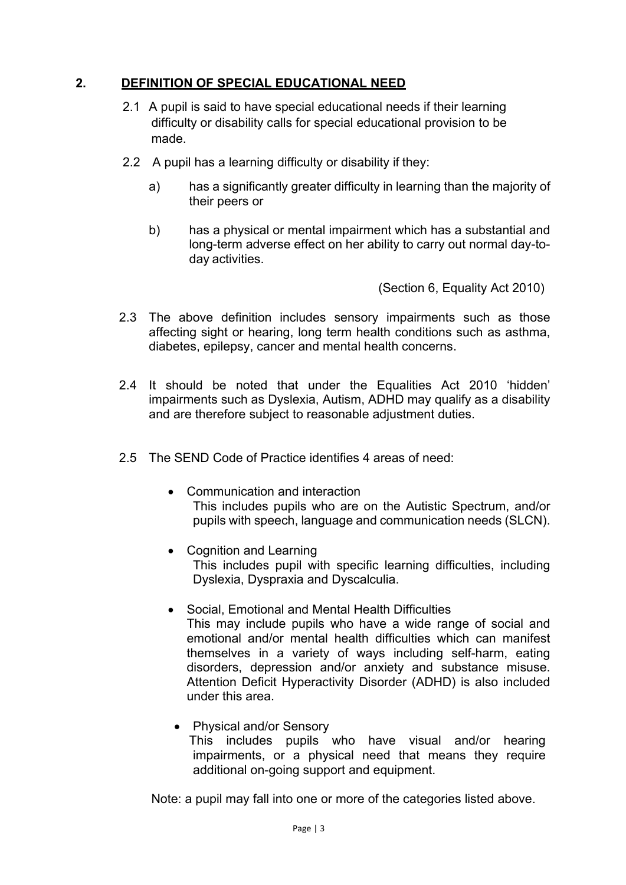## 2. DEFINITION OF SPECIAL EDUCATIONAL NEED

2.1 A pupil is said to have special educational needs if their learning difficulty or disability calls for special educational provision to be made.

2.2 A pupil has a learning difficulty or disability if they:

a) has a significantly greater difficulty in learning than the majority of their peers or

b) has a physical or mental impairment which has a substantial and long-term adverse effect on her ability to carry out normal day-to-day activities.

(Section 6, Equality Act 2010)

2.3 The above definition includes sensory impairments such as those affecting sight or hearing, long term health conditions such as asthma, diabetes, epilepsy, cancer and mental health concerns.

2.4 It should be noted that under the Equalities Act 2010 'hidden' impairments such as Dyslexia, Autism, ADHD may qualify as a disability and are therefore subject to reasonable adjustment duties.

2.5 The SEND Code of Practice identifies 4 areas of need:

- Communication and interaction
  This includes pupils who are on the Autistic Spectrum, and/or pupils with speech, language and communication needs (SLCN).

- Cognition and Learning
  This includes pupil with specific learning difficulties, including Dyslexia, Dyspraxia and Dyscalculia.

- Social, Emotional and Mental Health Difficulties
  This may include pupils who have a wide range of social and emotional and/or mental health difficulties which can manifest themselves in a variety of ways including self-harm, eating disorders, depression and/or anxiety and substance misuse. Attention Deficit Hyperactivity Disorder (ADHD) is also included under this area.

- Physical and/or Sensory
  This includes pupils who have visual and/or hearing impairments, or a physical need that means they require additional on-going support and equipment.

Note: a pupil may fall into one or more of the categories listed above.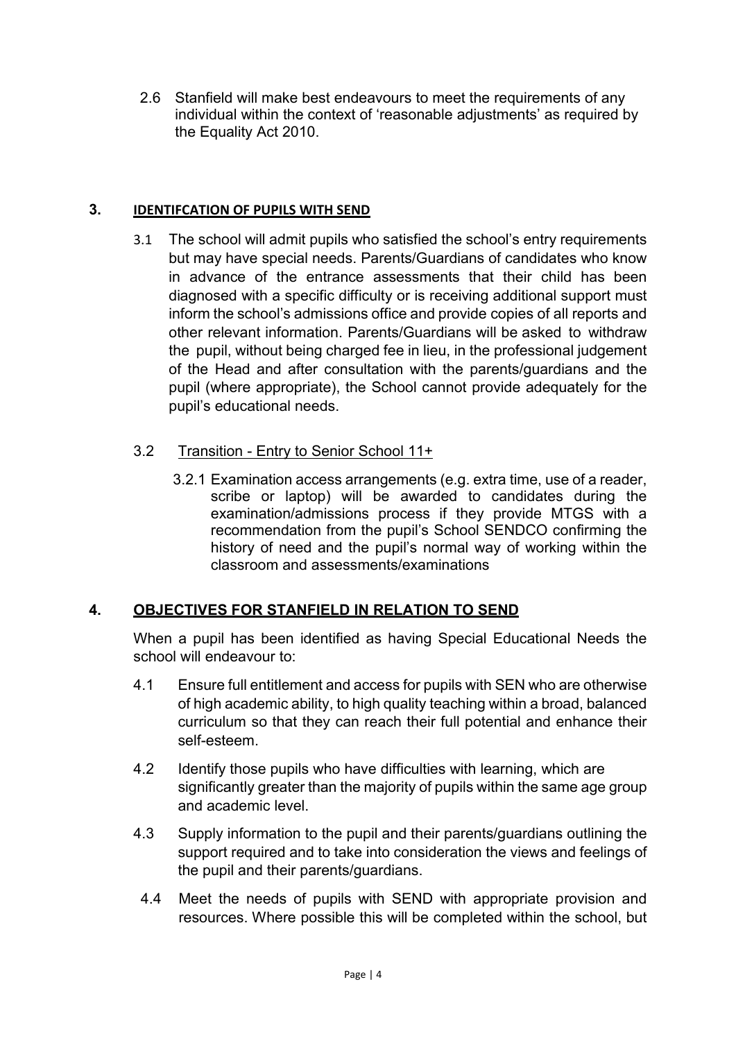2.6 Stanfield will make best endeavours to meet the requirements of any individual within the context of 'reasonable adjustments' as required by the Equality Act 2010.

## 3. IDENTIFCATION OF PUPILS WITH SEND

3.1 The school will admit pupils who satisfied the school's entry requirements but may have special needs. Parents/Guardians of candidates who know in advance of the entrance assessments that their child has been diagnosed with a specific difficulty or is receiving additional support must inform the school's admissions office and provide copies of all reports and other relevant information. Parents/Guardians will be asked to withdraw the pupil, without being charged fee in lieu, in the professional judgement of the Head and after consultation with the parents/guardians and the pupil (where appropriate), the School cannot provide adequately for the pupil's educational needs.

3.2 Transition - Entry to Senior School 11+

3.2.1 Examination access arrangements (e.g. extra time, use of a reader, scribe or laptop) will be awarded to candidates during the examination/admissions process if they provide MTGS with a recommendation from the pupil's School SENDCO confirming the history of need and the pupil's normal way of working within the classroom and assessments/examinations

## 4. OBJECTIVES FOR STANFIELD IN RELATION TO SEND

When a pupil has been identified as having Special Educational Needs the school will endeavour to:

4.1 Ensure full entitlement and access for pupils with SEN who are otherwise of high academic ability, to high quality teaching within a broad, balanced curriculum so that they can reach their full potential and enhance their self-esteem.

4.2 Identify those pupils who have difficulties with learning, which are significantly greater than the majority of pupils within the same age group and academic level.

4.3 Supply information to the pupil and their parents/guardians outlining the support required and to take into consideration the views and feelings of the pupil and their parents/guardians.

4.4 Meet the needs of pupils with SEND with appropriate provision and resources. Where possible this will be completed within the school, but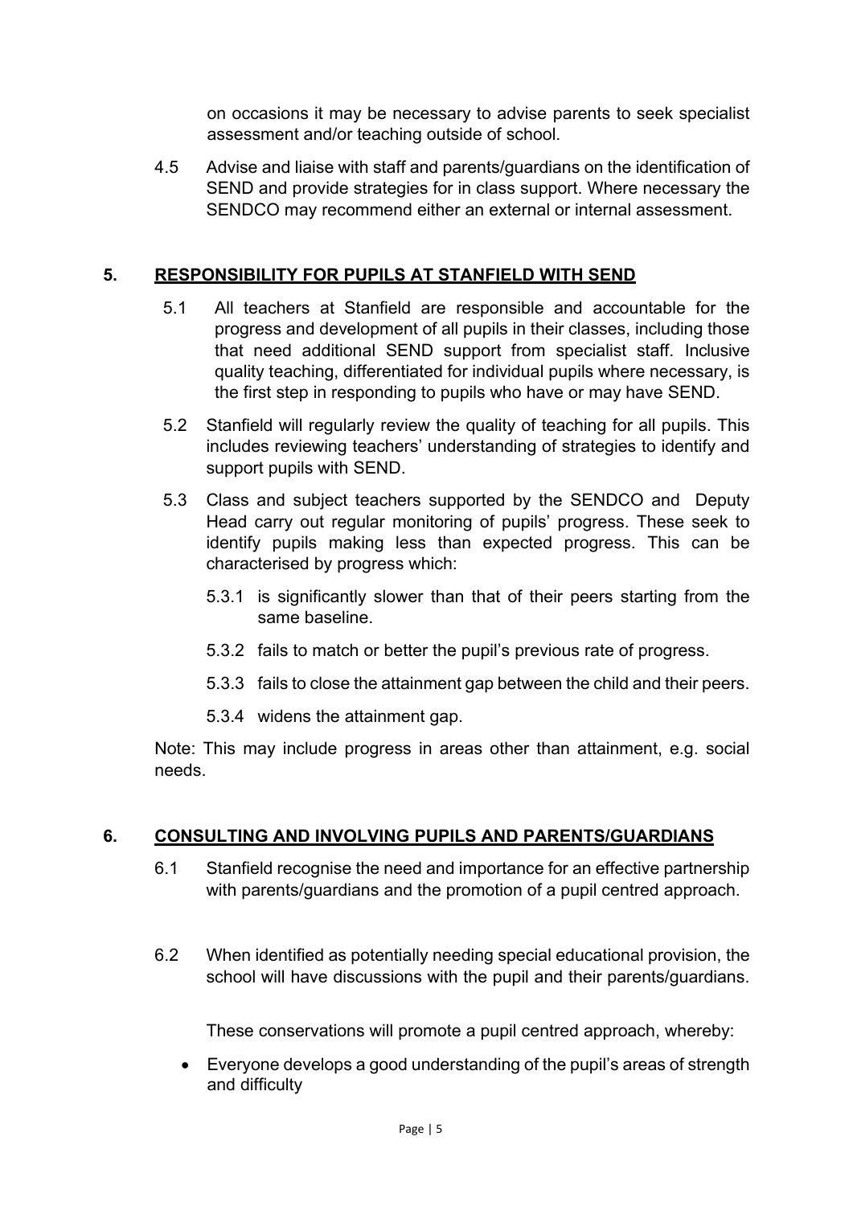on occasions it may be necessary to advise parents to seek specialist assessment and/or teaching outside of school.

4.5 Advise and liaise with staff and parents/guardians on the identification of SEND and provide strategies for in class support. Where necessary the SENDCO may recommend either an external or internal assessment.

## 5. RESPONSIBILITY FOR PUPILS AT STANFIELD WITH SEND

5.1 All teachers at Stanfield are responsible and accountable for the progress and development of all pupils in their classes, including those that need additional SEND support from specialist staff. Inclusive quality teaching, differentiated for individual pupils where necessary, is the first step in responding to pupils who have or may have SEND.

5.2 Stanfield will regularly review the quality of teaching for all pupils. This includes reviewing teachers' understanding of strategies to identify and support pupils with SEND.

5.3 Class and subject teachers supported by the SENDCO and Deputy Head carry out regular monitoring of pupils' progress. These seek to identify pupils making less than expected progress. This can be characterised by progress which:

5.3.1 is significantly slower than that of their peers starting from the same baseline.

5.3.2 fails to match or better the pupil's previous rate of progress.

5.3.3 fails to close the attainment gap between the child and their peers.

5.3.4 widens the attainment gap.

Note: This may include progress in areas other than attainment, e.g. social needs.

## 6. CONSULTING AND INVOLVING PUPILS AND PARENTS/GUARDIANS

6.1 Stanfield recognise the need and importance for an effective partnership with parents/guardians and the promotion of a pupil centred approach.

6.2 When identified as potentially needing special educational provision, the school will have discussions with the pupil and their parents/guardians.

These conservations will promote a pupil centred approach, whereby:

- Everyone develops a good understanding of the pupil's areas of strength and difficulty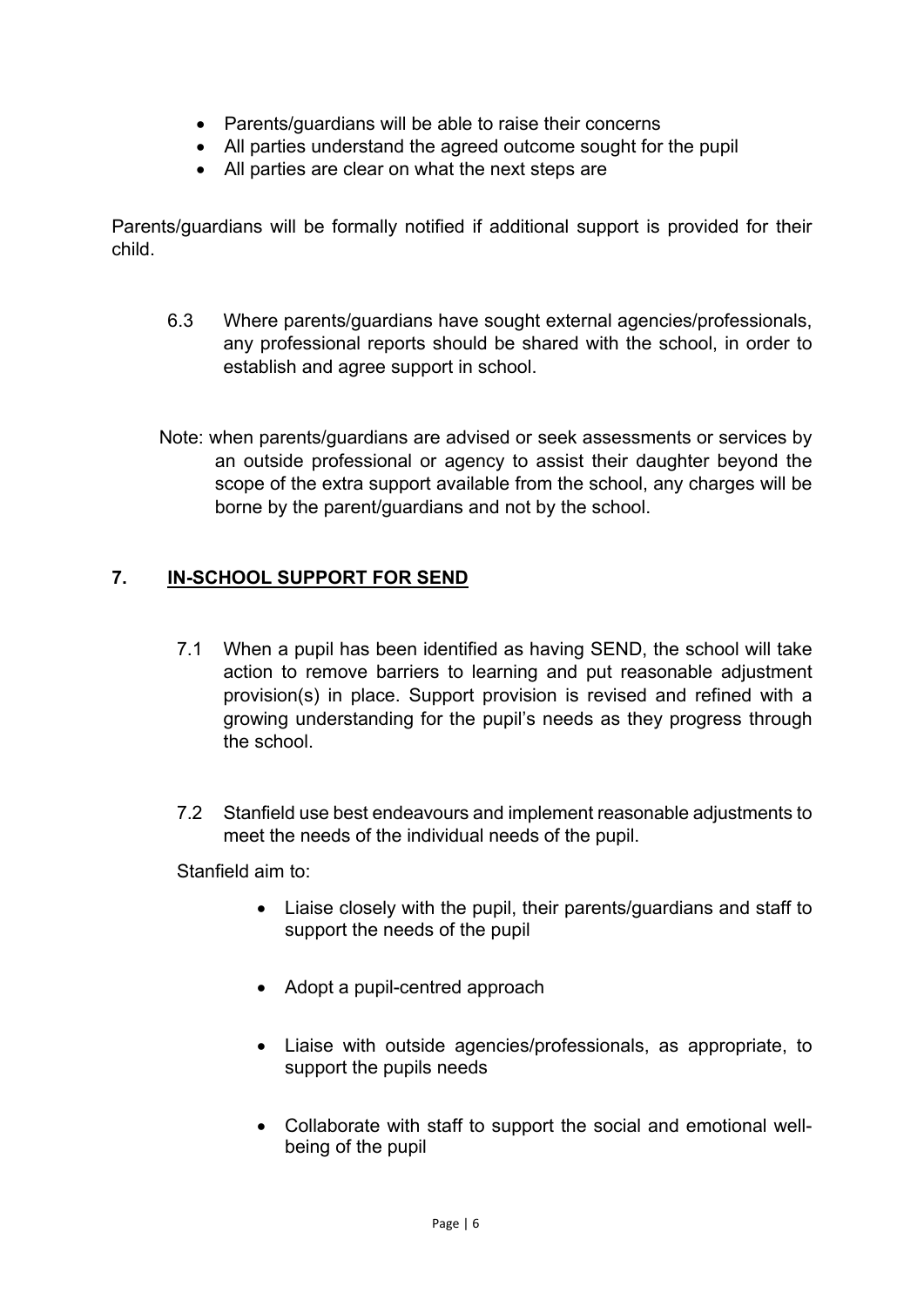- Parents/guardians will be able to raise their concerns
- All parties understand the agreed outcome sought for the pupil
- All parties are clear on what the next steps are

Parents/guardians will be formally notified if additional support is provided for their child.

6.3 Where parents/guardians have sought external agencies/professionals, any professional reports should be shared with the school, in order to establish and agree support in school.

Note: when parents/guardians are advised or seek assessments or services by an outside professional or agency to assist their daughter beyond the scope of the extra support available from the school, any charges will be borne by the parent/guardians and not by the school.

## 7. IN-SCHOOL SUPPORT FOR SEND

7.1 When a pupil has been identified as having SEND, the school will take action to remove barriers to learning and put reasonable adjustment provision(s) in place. Support provision is revised and refined with a growing understanding for the pupil's needs as they progress through the school.

7.2 Stanfield use best endeavours and implement reasonable adjustments to meet the needs of the individual needs of the pupil.

Stanfield aim to:

- Liaise closely with the pupil, their parents/guardians and staff to support the needs of the pupil
- Adopt a pupil-centred approach
- Liaise with outside agencies/professionals, as appropriate, to support the pupils needs
- Collaborate with staff to support the social and emotional well-being of the pupil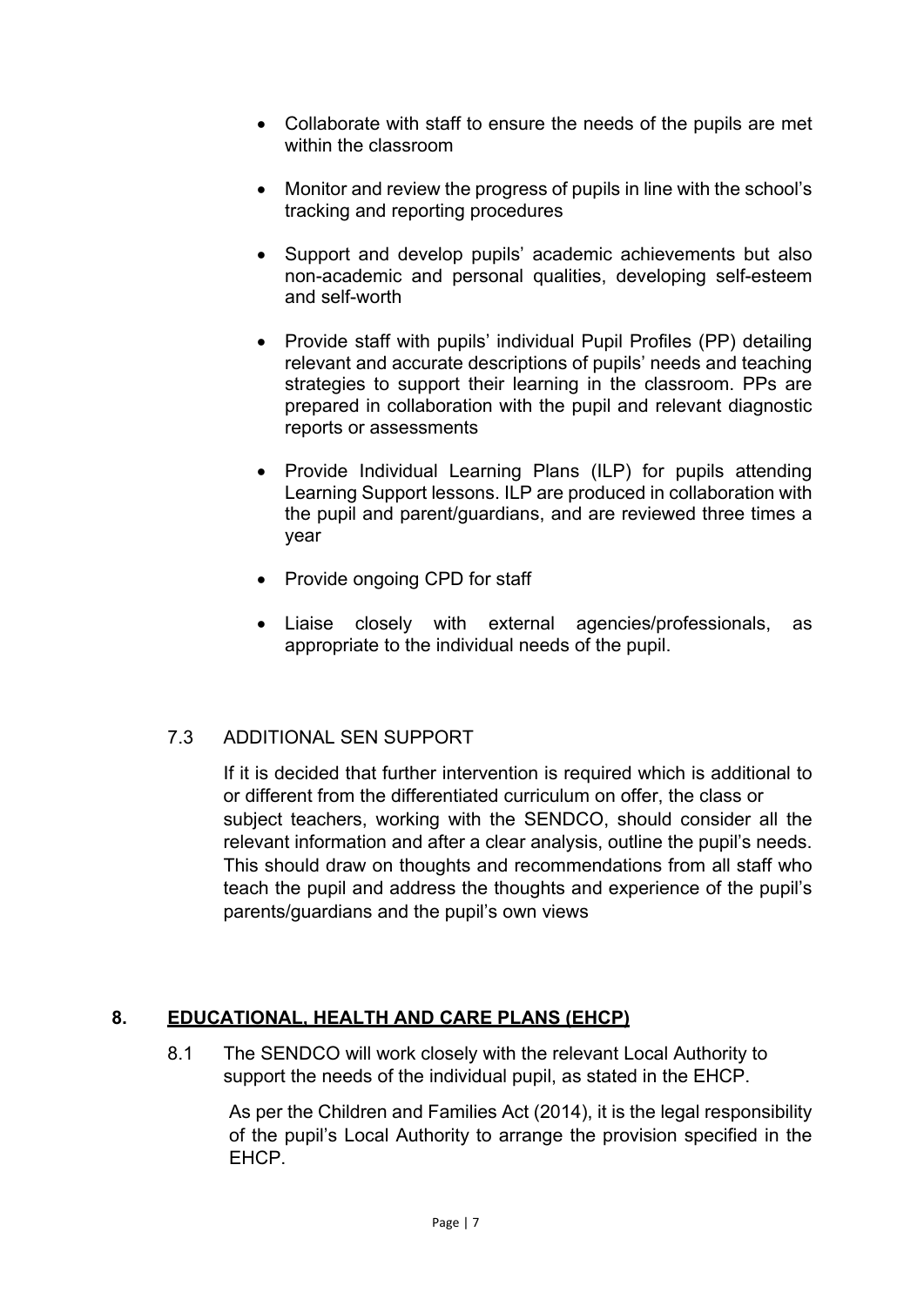- Collaborate with staff to ensure the needs of the pupils are met within the classroom
- Monitor and review the progress of pupils in line with the school's tracking and reporting procedures
- Support and develop pupils' academic achievements but also non-academic and personal qualities, developing self-esteem and self-worth
- Provide staff with pupils' individual Pupil Profiles (PP) detailing relevant and accurate descriptions of pupils' needs and teaching strategies to support their learning in the classroom. PPs are prepared in collaboration with the pupil and relevant diagnostic reports or assessments
- Provide Individual Learning Plans (ILP) for pupils attending Learning Support lessons. ILP are produced in collaboration with the pupil and parent/guardians, and are reviewed three times a year
- Provide ongoing CPD for staff
- Liaise closely with external agencies/professionals, as appropriate to the individual needs of the pupil.

7.3 ADDITIONAL SEN SUPPORT

If it is decided that further intervention is required which is additional to or different from the differentiated curriculum on offer, the class or subject teachers, working with the SENDCO, should consider all the relevant information and after a clear analysis, outline the pupil's needs. This should draw on thoughts and recommendations from all staff who teach the pupil and address the thoughts and experience of the pupil's parents/guardians and the pupil's own views

## 8. EDUCATIONAL, HEALTH AND CARE PLANS (EHCP)

8.1 The SENDCO will work closely with the relevant Local Authority to support the needs of the individual pupil, as stated in the EHCP.

As per the Children and Families Act (2014), it is the legal responsibility of the pupil's Local Authority to arrange the provision specified in the EHCP.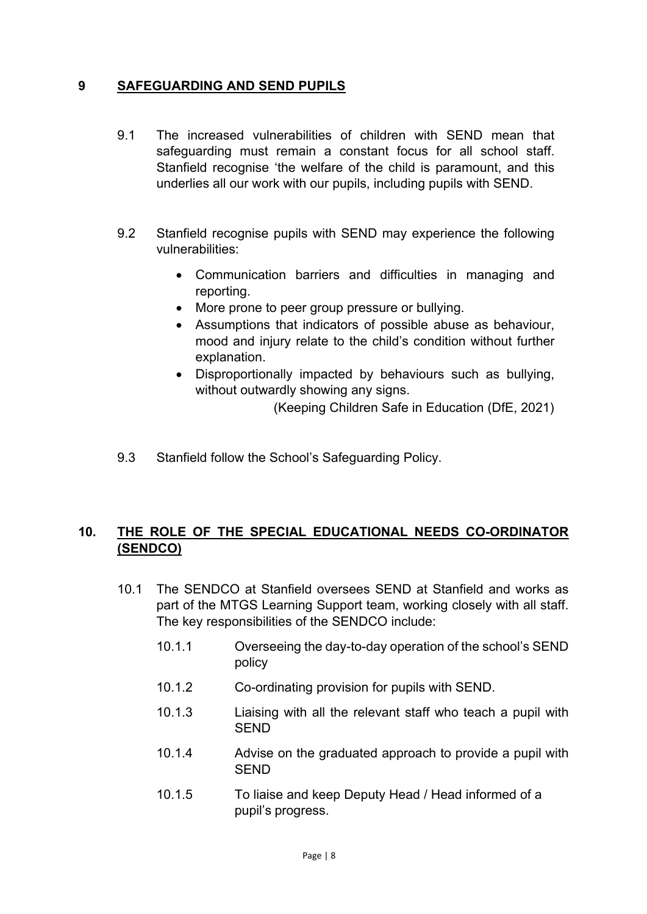## 9 SAFEGUARDING AND SEND PUPILS

9.1 The increased vulnerabilities of children with SEND mean that safeguarding must remain a constant focus for all school staff. Stanfield recognise 'the welfare of the child is paramount, and this underlies all our work with our pupils, including pupils with SEND.

9.2 Stanfield recognise pupils with SEND may experience the following vulnerabilities:

- Communication barriers and difficulties in managing and reporting.
- More prone to peer group pressure or bullying.
- Assumptions that indicators of possible abuse as behaviour, mood and injury relate to the child's condition without further explanation.
- Disproportionally impacted by behaviours such as bullying, without outwardly showing any signs.

(Keeping Children Safe in Education (DfE, 2021)

9.3 Stanfield follow the School's Safeguarding Policy.

## 10. THE ROLE OF THE SPECIAL EDUCATIONAL NEEDS CO-ORDINATOR (SENDCO)

10.1 The SENDCO at Stanfield oversees SEND at Stanfield and works as part of the MTGS Learning Support team, working closely with all staff. The key responsibilities of the SENDCO include:

10.1.1 Overseeing the day-to-day operation of the school's SEND policy

10.1.2 Co-ordinating provision for pupils with SEND.

10.1.3 Liaising with all the relevant staff who teach a pupil with SEND

10.1.4 Advise on the graduated approach to provide a pupil with SEND

10.1.5 To liaise and keep Deputy Head / Head informed of a pupil's progress.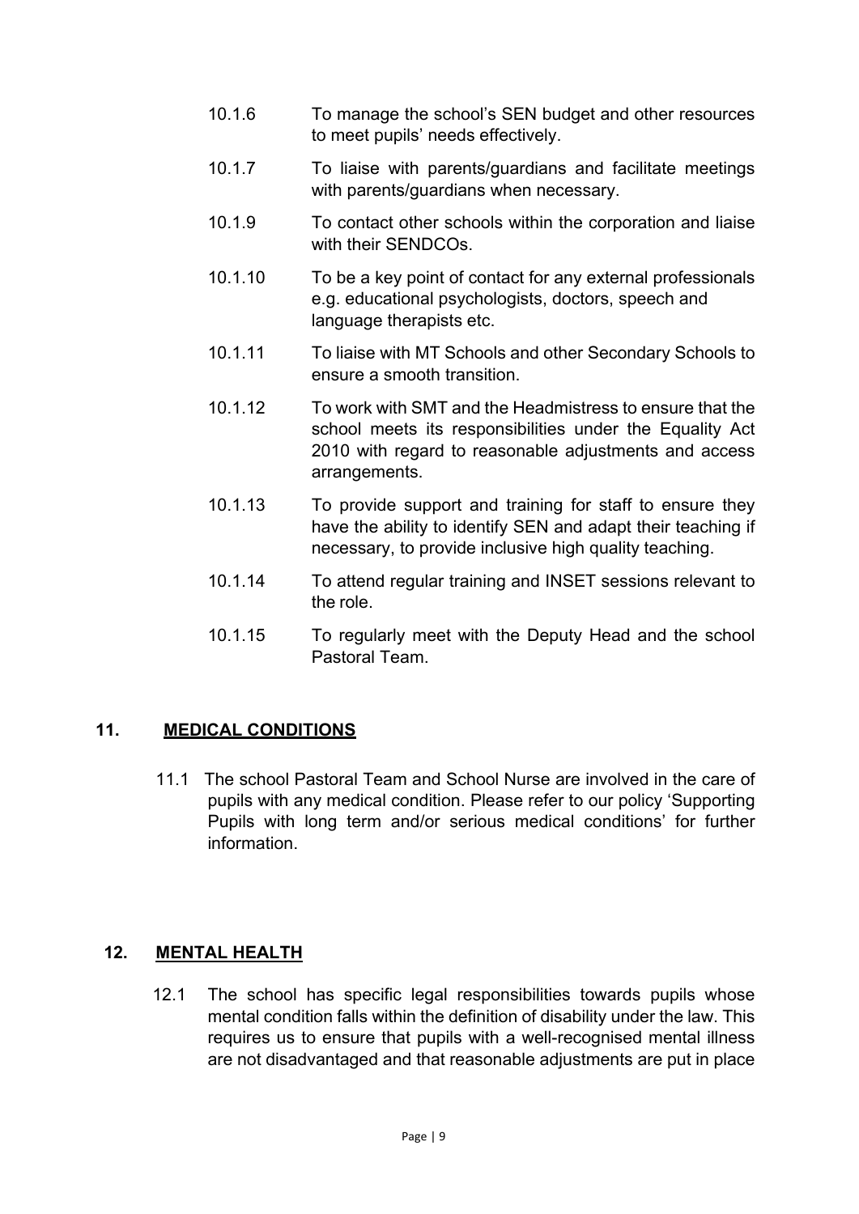10.1.6 To manage the school's SEN budget and other resources to meet pupils' needs effectively.

10.1.7 To liaise with parents/guardians and facilitate meetings with parents/guardians when necessary.

10.1.9 To contact other schools within the corporation and liaise with their SENDCOs.

10.1.10 To be a key point of contact for any external professionals e.g. educational psychologists, doctors, speech and language therapists etc.

10.1.11 To liaise with MT Schools and other Secondary Schools to ensure a smooth transition.

10.1.12 To work with SMT and the Headmistress to ensure that the school meets its responsibilities under the Equality Act 2010 with regard to reasonable adjustments and access arrangements.

10.1.13 To provide support and training for staff to ensure they have the ability to identify SEN and adapt their teaching if necessary, to provide inclusive high quality teaching.

10.1.14 To attend regular training and INSET sessions relevant to the role.

10.1.15 To regularly meet with the Deputy Head and the school Pastoral Team.

## 11. MEDICAL CONDITIONS

11.1 The school Pastoral Team and School Nurse are involved in the care of pupils with any medical condition. Please refer to our policy 'Supporting Pupils with long term and/or serious medical conditions' for further information.

## 12. MENTAL HEALTH

12.1 The school has specific legal responsibilities towards pupils whose mental condition falls within the definition of disability under the law. This requires us to ensure that pupils with a well-recognised mental illness are not disadvantaged and that reasonable adjustments are put in place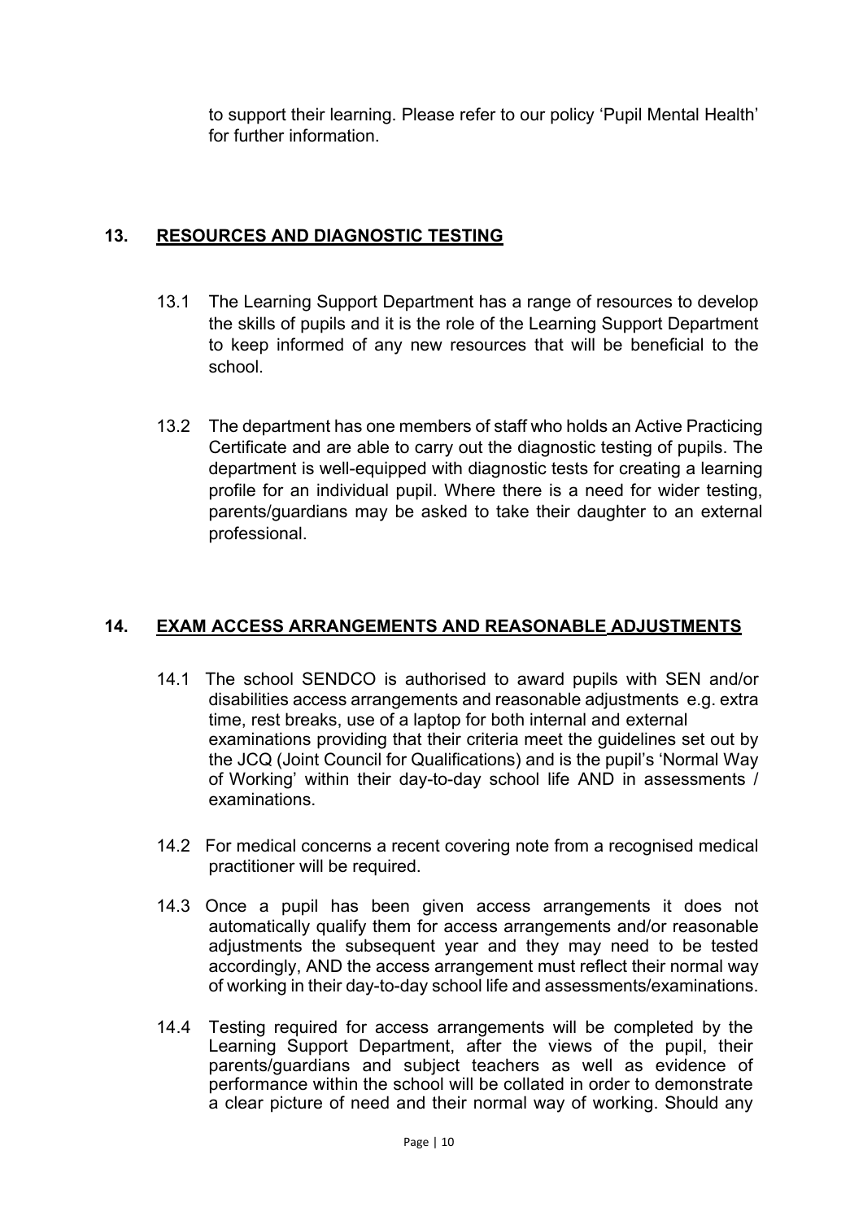to support their learning. Please refer to our policy 'Pupil Mental Health' for further information.

## 13. RESOURCES AND DIAGNOSTIC TESTING

13.1 The Learning Support Department has a range of resources to develop the skills of pupils and it is the role of the Learning Support Department to keep informed of any new resources that will be beneficial to the school.

13.2 The department has one members of staff who holds an Active Practicing Certificate and are able to carry out the diagnostic testing of pupils. The department is well-equipped with diagnostic tests for creating a learning profile for an individual pupil. Where there is a need for wider testing, parents/guardians may be asked to take their daughter to an external professional.

## 14. EXAM ACCESS ARRANGEMENTS AND REASONABLE ADJUSTMENTS

14.1 The school SENDCO is authorised to award pupils with SEN and/or disabilities access arrangements and reasonable adjustments e.g. extra time, rest breaks, use of a laptop for both internal and external examinations providing that their criteria meet the guidelines set out by the JCQ (Joint Council for Qualifications) and is the pupil's 'Normal Way of Working' within their day-to-day school life AND in assessments / examinations.

14.2 For medical concerns a recent covering note from a recognised medical practitioner will be required.

14.3 Once a pupil has been given access arrangements it does not automatically qualify them for access arrangements and/or reasonable adjustments the subsequent year and they may need to be tested accordingly, AND the access arrangement must reflect their normal way of working in their day-to-day school life and assessments/examinations.

14.4 Testing required for access arrangements will be completed by the Learning Support Department, after the views of the pupil, their parents/guardians and subject teachers as well as evidence of performance within the school will be collated in order to demonstrate a clear picture of need and their normal way of working. Should any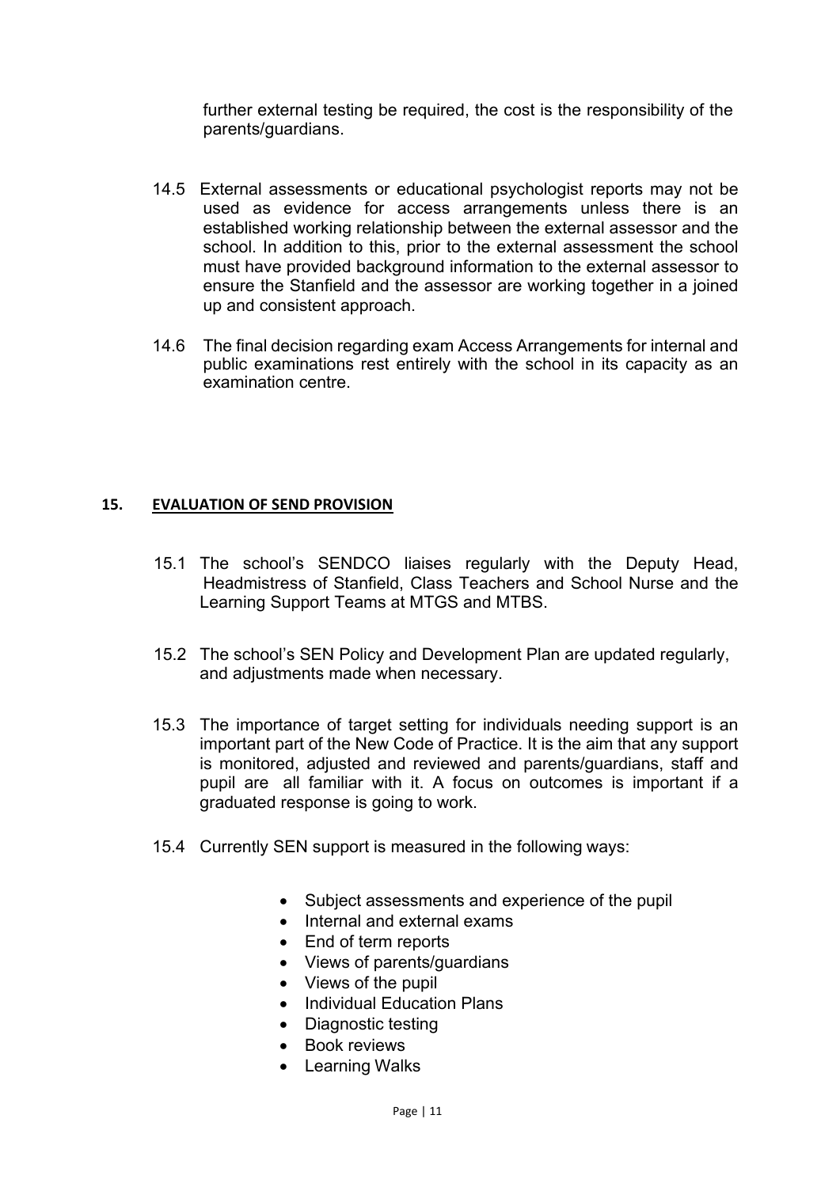further external testing be required, the cost is the responsibility of the parents/guardians.

14.5 External assessments or educational psychologist reports may not be used as evidence for access arrangements unless there is an established working relationship between the external assessor and the school. In addition to this, prior to the external assessment the school must have provided background information to the external assessor to ensure the Stanfield and the assessor are working together in a joined up and consistent approach.

14.6 The final decision regarding exam Access Arrangements for internal and public examinations rest entirely with the school in its capacity as an examination centre.

## 15. EVALUATION OF SEND PROVISION

15.1 The school's SENDCO liaises regularly with the Deputy Head, Headmistress of Stanfield, Class Teachers and School Nurse and the Learning Support Teams at MTGS and MTBS.

15.2 The school's SEN Policy and Development Plan are updated regularly, and adjustments made when necessary.

15.3 The importance of target setting for individuals needing support is an important part of the New Code of Practice. It is the aim that any support is monitored, adjusted and reviewed and parents/guardians, staff and pupil are all familiar with it. A focus on outcomes is important if a graduated response is going to work.

15.4 Currently SEN support is measured in the following ways:

- Subject assessments and experience of the pupil
- Internal and external exams
- End of term reports
- Views of parents/guardians
- Views of the pupil
- Individual Education Plans
- Diagnostic testing
- Book reviews
- Learning Walks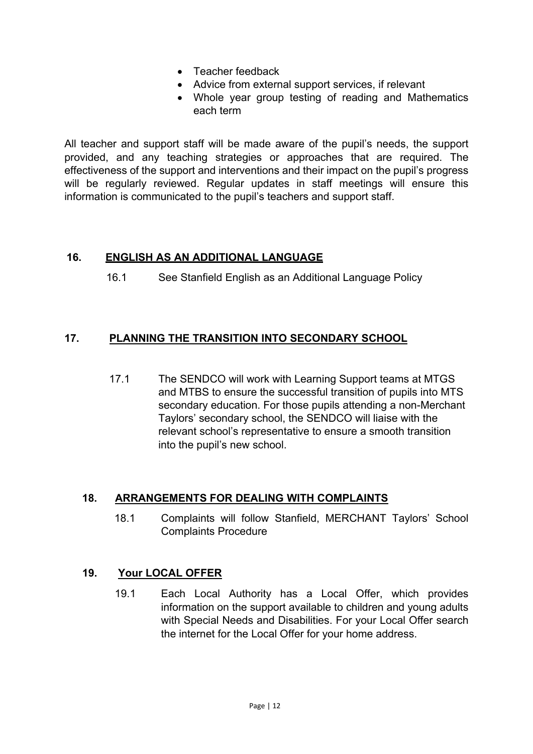- Teacher feedback
- Advice from external support services, if relevant
- Whole year group testing of reading and Mathematics each term

All teacher and support staff will be made aware of the pupil's needs, the support provided, and any teaching strategies or approaches that are required. The effectiveness of the support and interventions and their impact on the pupil's progress will be regularly reviewed. Regular updates in staff meetings will ensure this information is communicated to the pupil's teachers and support staff.

## 16. ENGLISH AS AN ADDITIONAL LANGUAGE

16.1 See Stanfield English as an Additional Language Policy

## 17. PLANNING THE TRANSITION INTO SECONDARY SCHOOL

17.1 The SENDCO will work with Learning Support teams at MTGS and MTBS to ensure the successful transition of pupils into MTS secondary education. For those pupils attending a non-Merchant Taylors' secondary school, the SENDCO will liaise with the relevant school's representative to ensure a smooth transition into the pupil's new school.

## 18. ARRANGEMENTS FOR DEALING WITH COMPLAINTS

18.1 Complaints will follow Stanfield, MERCHANT Taylors' School Complaints Procedure

## 19. Your LOCAL OFFER

19.1 Each Local Authority has a Local Offer, which provides information on the support available to children and young adults with Special Needs and Disabilities. For your Local Offer search the internet for the Local Offer for your home address.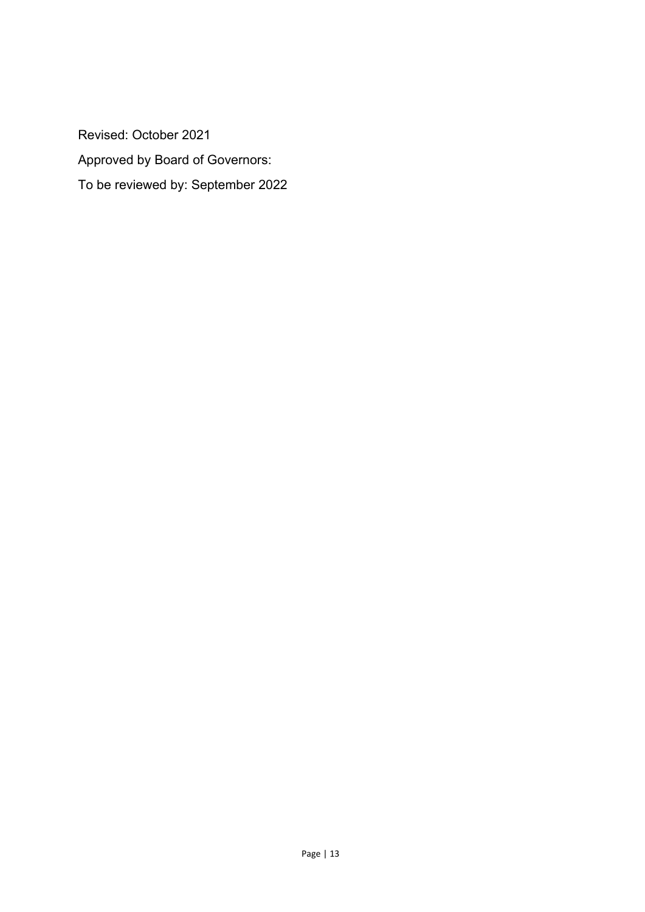Revised: October 2021

Approved by Board of Governors:

To be reviewed by: September 2022